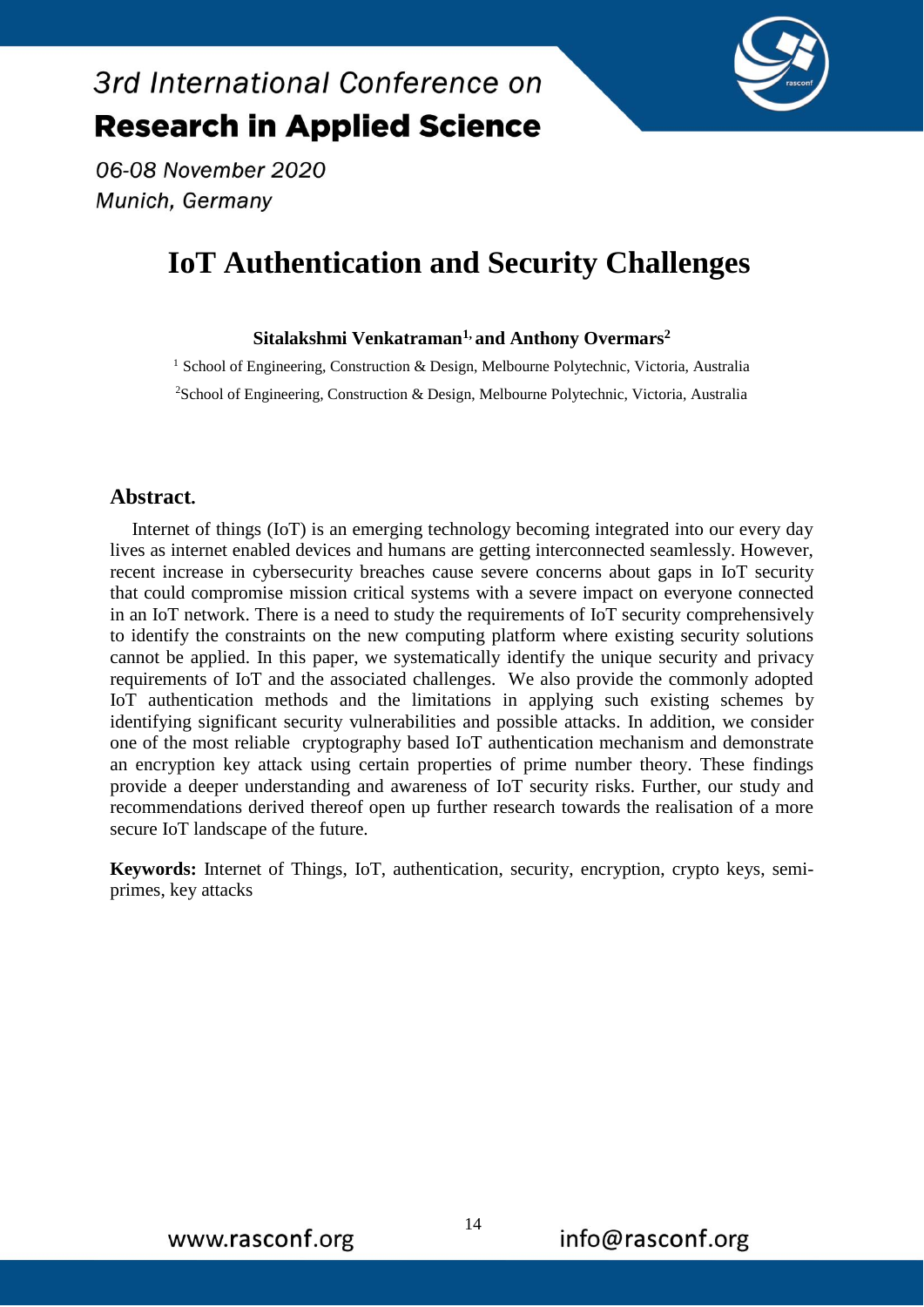3rd International Conference on

**Research in Applied Science**

*06-08 November 2020*

*Munich, Germany*

# IoT Authentication and Security Challenges

**Sitalakshmi Venkatraman[1,] and Anthony Overmars[2]**

[1] School of Engineering, Construction & Design, Melbourne Polytechnic, Victoria, Australia

[2]School of Engineering, Construction & Design, Melbourne Polytechnic, Victoria, Australia

## Abstract.

Internet of things (IoT) is an emerging technology becoming integrated into our every day lives as internet enabled devices and humans are getting interconnected seamlessly. However, recent increase in cybersecurity breaches cause severe concerns about gaps in IoT security that could compromise mission critical systems with a severe impact on everyone connected in an IoT network. There is a need to study the requirements of IoT security comprehensively to identify the constraints on the new computing platform where existing security solutions cannot be applied. In this paper, we systematically identify the unique security and privacy requirements of IoT and the associated challenges. We also provide the commonly adopted IoT authentication methods and the limitations in applying such existing schemes by identifying significant security vulnerabilities and possible attacks. In addition, we consider one of the most reliable cryptography based IoT authentication mechanism and demonstrate an encryption key attack using certain properties of prime number theory. These findings provide a deeper understanding and awareness of IoT security risks. Further, our study and recommendations derived thereof open up further research towards the realisation of a more secure IoT landscape of the future.

**Keywords:** Internet of Things, IoT, authentication, security, encryption, crypto keys, semi-primes, key attacks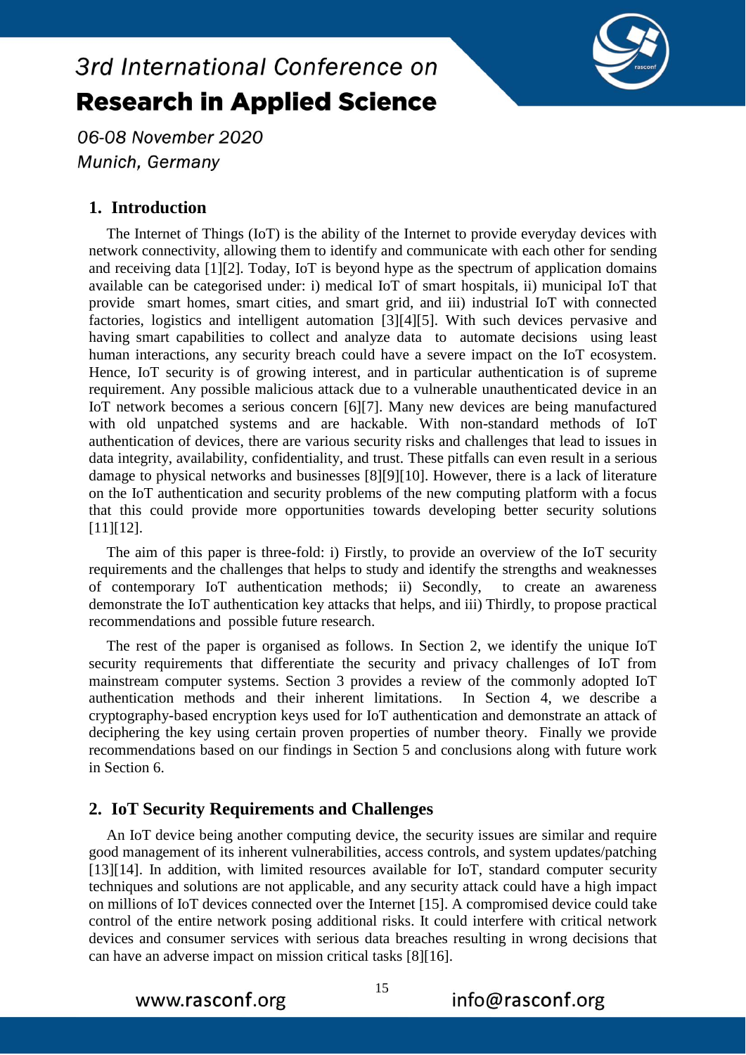## 1. Introduction

The Internet of Things (IoT) is the ability of the Internet to provide everyday devices with network connectivity, allowing them to identify and communicate with each other for sending and receiving data [1][2]. Today, IoT is beyond hype as the spectrum of application domains available can be categorised under: i) medical IoT of smart hospitals, ii) municipal IoT that provide smart homes, smart cities, and smart grid, and iii) industrial IoT with connected factories, logistics and intelligent automation [3][4][5]. With such devices pervasive and having smart capabilities to collect and analyze data to automate decisions using least human interactions, any security breach could have a severe impact on the IoT ecosystem. Hence, IoT security is of growing interest, and in particular authentication is of supreme requirement. Any possible malicious attack due to a vulnerable unauthenticated device in an IoT network becomes a serious concern [6][7]. Many new devices are being manufactured with old unpatched systems and are hackable. With non-standard methods of IoT authentication of devices, there are various security risks and challenges that lead to issues in data integrity, availability, confidentiality, and trust. These pitfalls can even result in a serious damage to physical networks and businesses [8][9][10]. However, there is a lack of literature on the IoT authentication and security problems of the new computing platform with a focus that this could provide more opportunities towards developing better security solutions [11][12].

The aim of this paper is three-fold: i) Firstly, to provide an overview of the IoT security requirements and the challenges that helps to study and identify the strengths and weaknesses of contemporary IoT authentication methods; ii) Secondly, to create an awareness demonstrate the IoT authentication key attacks that helps, and iii) Thirdly, to propose practical recommendations and possible future research.

The rest of the paper is organised as follows. In Section 2, we identify the unique IoT security requirements that differentiate the security and privacy challenges of IoT from mainstream computer systems. Section 3 provides a review of the commonly adopted IoT authentication methods and their inherent limitations. In Section 4, we describe a cryptography-based encryption keys used for IoT authentication and demonstrate an attack of deciphering the key using certain proven properties of number theory. Finally we provide recommendations based on our findings in Section 5 and conclusions along with future work in Section 6.

## 2. IoT Security Requirements and Challenges

An IoT device being another computing device, the security issues are similar and require good management of its inherent vulnerabilities, access controls, and system updates/patching [13][14]. In addition, with limited resources available for IoT, standard computer security techniques and solutions are not applicable, and any security attack could have a high impact on millions of IoT devices connected over the Internet [15]. A compromised device could take control of the entire network posing additional risks. It could interfere with critical network devices and consumer services with serious data breaches resulting in wrong decisions that can have an adverse impact on mission critical tasks [8][16].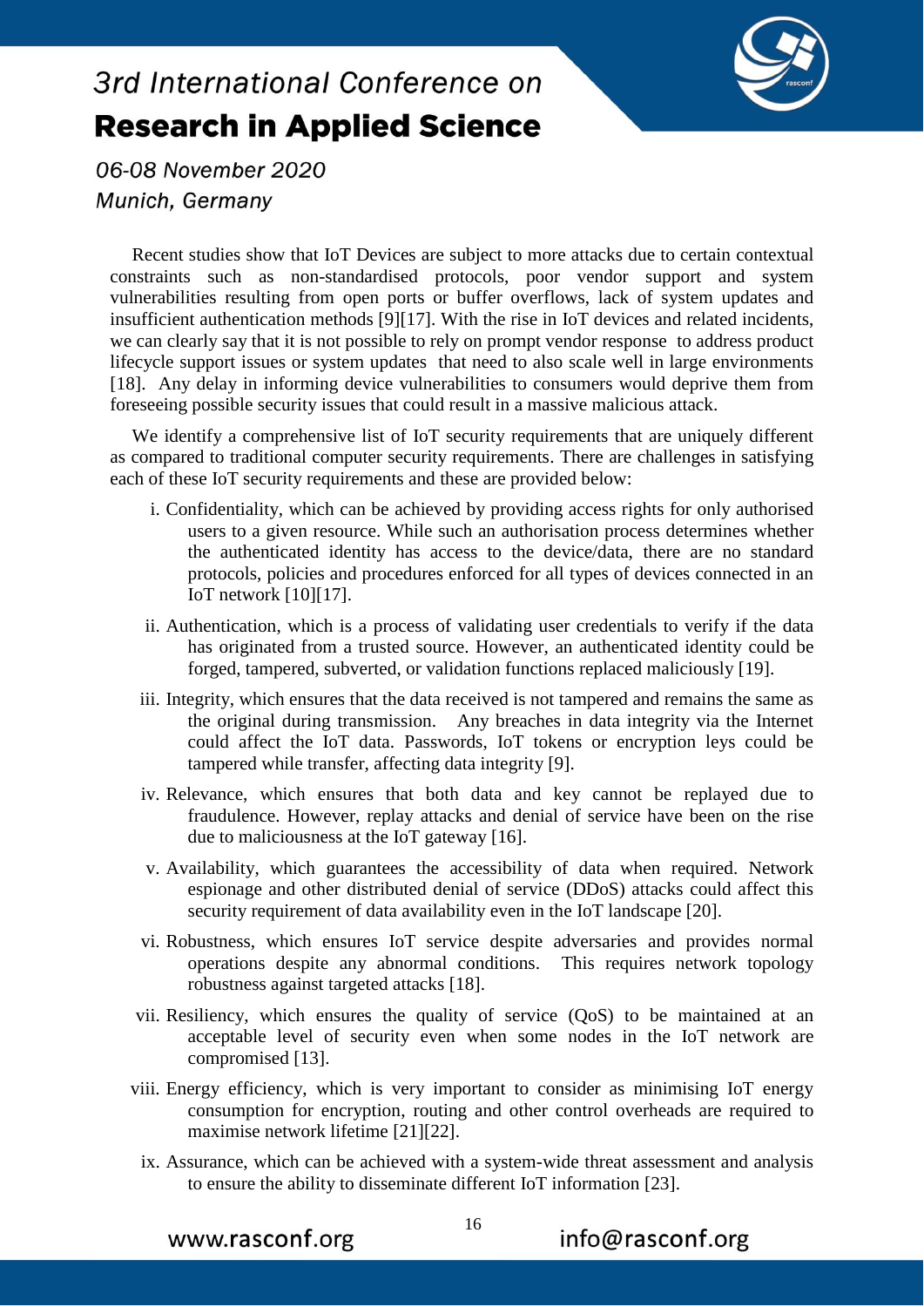Recent studies show that IoT Devices are subject to more attacks due to certain contextual constraints such as non-standardised protocols, poor vendor support and system vulnerabilities resulting from open ports or buffer overflows, lack of system updates and insufficient authentication methods [9][17]. With the rise in IoT devices and related incidents, we can clearly say that it is not possible to rely on prompt vendor response to address product lifecycle support issues or system updates that need to also scale well in large environments [18]. Any delay in informing device vulnerabilities to consumers would deprive them from foreseeing possible security issues that could result in a massive malicious attack.

We identify a comprehensive list of IoT security requirements that are uniquely different as compared to traditional computer security requirements. There are challenges in satisfying each of these IoT security requirements and these are provided below:

i. Confidentiality, which can be achieved by providing access rights for only authorised users to a given resource. While such an authorisation process determines whether the authenticated identity has access to the device/data, there are no standard protocols, policies and procedures enforced for all types of devices connected in an IoT network [10][17].

ii. Authentication, which is a process of validating user credentials to verify if the data has originated from a trusted source. However, an authenticated identity could be forged, tampered, subverted, or validation functions replaced maliciously [19].

iii. Integrity, which ensures that the data received is not tampered and remains the same as the original during transmission. Any breaches in data integrity via the Internet could affect the IoT data. Passwords, IoT tokens or encryption leys could be tampered while transfer, affecting data integrity [9].

iv. Relevance, which ensures that both data and key cannot be replayed due to fraudulence. However, replay attacks and denial of service have been on the rise due to maliciousness at the IoT gateway [16].

v. Availability, which guarantees the accessibility of data when required. Network espionage and other distributed denial of service (DDoS) attacks could affect this security requirement of data availability even in the IoT landscape [20].

vi. Robustness, which ensures IoT service despite adversaries and provides normal operations despite any abnormal conditions. This requires network topology robustness against targeted attacks [18].

vii. Resiliency, which ensures the quality of service (QoS) to be maintained at an acceptable level of security even when some nodes in the IoT network are compromised [13].

viii. Energy efficiency, which is very important to consider as minimising IoT energy consumption for encryption, routing and other control overheads are required to maximise network lifetime [21][22].

ix. Assurance, which can be achieved with a system-wide threat assessment and analysis to ensure the ability to disseminate different IoT information [23].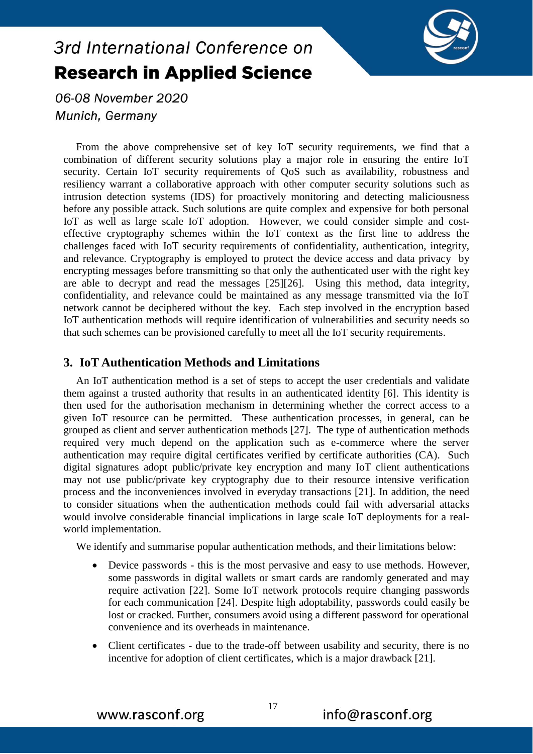From the above comprehensive set of key IoT security requirements, we find that a combination of different security solutions play a major role in ensuring the entire IoT security. Certain IoT security requirements of QoS such as availability, robustness and resiliency warrant a collaborative approach with other computer security solutions such as intrusion detection systems (IDS) for proactively monitoring and detecting maliciousness before any possible attack. Such solutions are quite complex and expensive for both personal IoT as well as large scale IoT adoption. However, we could consider simple and cost-effective cryptography schemes within the IoT context as the first line to address the challenges faced with IoT security requirements of confidentiality, authentication, integrity, and relevance. Cryptography is employed to protect the device access and data privacy by encrypting messages before transmitting so that only the authenticated user with the right key are able to decrypt and read the messages [25][26]. Using this method, data integrity, confidentiality, and relevance could be maintained as any message transmitted via the IoT network cannot be deciphered without the key. Each step involved in the encryption based IoT authentication methods will require identification of vulnerabilities and security needs so that such schemes can be provisioned carefully to meet all the IoT security requirements.

## 3. IoT Authentication Methods and Limitations

An IoT authentication method is a set of steps to accept the user credentials and validate them against a trusted authority that results in an authenticated identity [6]. This identity is then used for the authorisation mechanism in determining whether the correct access to a given IoT resource can be permitted. These authentication processes, in general, can be grouped as client and server authentication methods [27]. The type of authentication methods required very much depend on the application such as e-commerce where the server authentication may require digital certificates verified by certificate authorities (CA). Such digital signatures adopt public/private key encryption and many IoT client authentications may not use public/private key cryptography due to their resource intensive verification process and the inconveniences involved in everyday transactions [21]. In addition, the need to consider situations when the authentication methods could fail with adversarial attacks would involve considerable financial implications in large scale IoT deployments for a real-world implementation.

We identify and summarise popular authentication methods, and their limitations below:

- Device passwords - this is the most pervasive and easy to use methods. However, some passwords in digital wallets or smart cards are randomly generated and may require activation [22]. Some IoT network protocols require changing passwords for each communication [24]. Despite high adoptability, passwords could easily be lost or cracked. Further, consumers avoid using a different password for operational convenience and its overheads in maintenance.
- Client certificates - due to the trade-off between usability and security, there is no incentive for adoption of client certificates, which is a major drawback [21].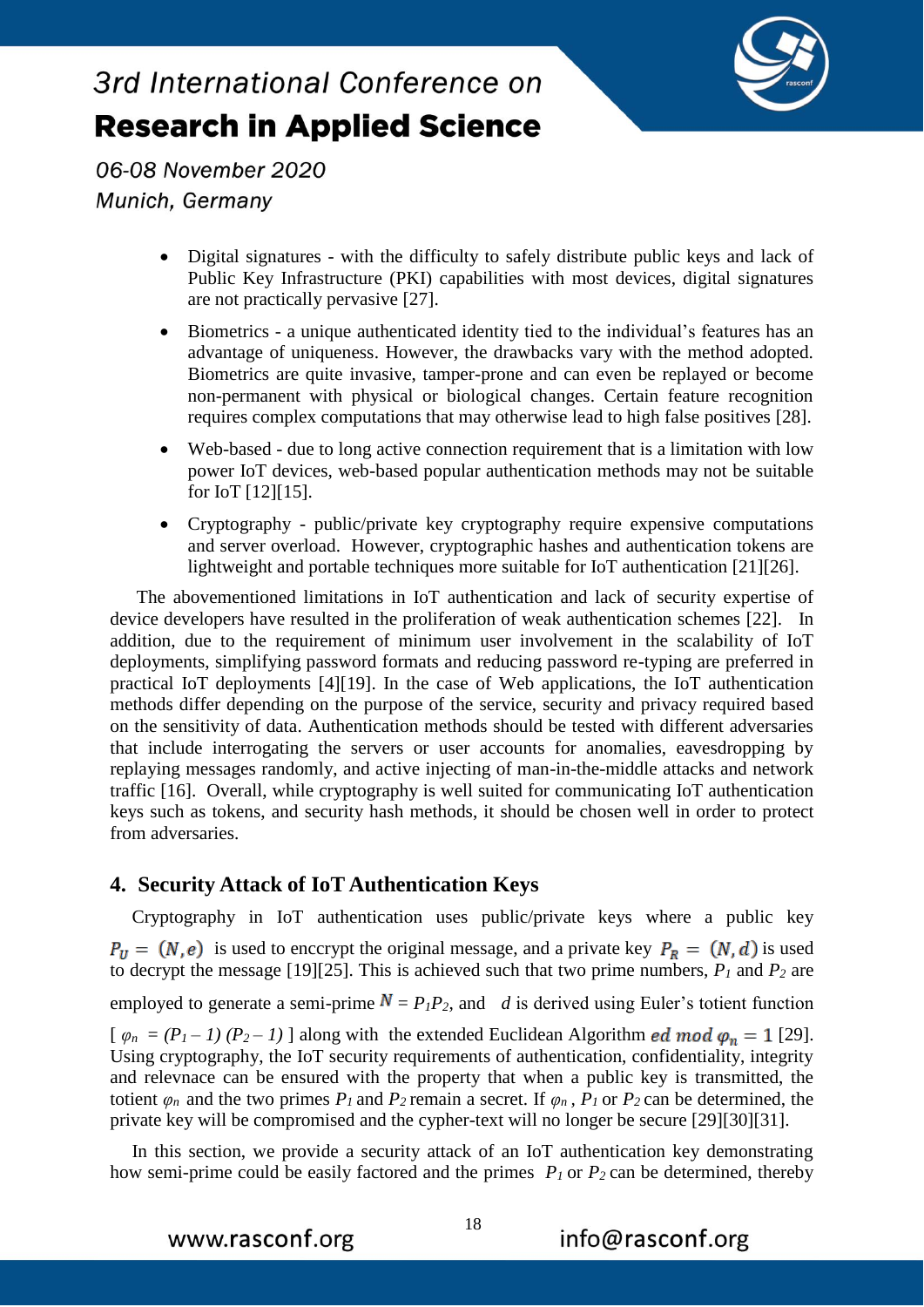- Digital signatures - with the difficulty to safely distribute public keys and lack of Public Key Infrastructure (PKI) capabilities with most devices, digital signatures are not practically pervasive [27].
- Biometrics - a unique authenticated identity tied to the individual's features has an advantage of uniqueness. However, the drawbacks vary with the method adopted. Biometrics are quite invasive, tamper-prone and can even be replayed or become non-permanent with physical or biological changes. Certain feature recognition requires complex computations that may otherwise lead to high false positives [28].
- Web-based - due to long active connection requirement that is a limitation with low power IoT devices, web-based popular authentication methods may not be suitable for IoT [12][15].
- Cryptography - public/private key cryptography require expensive computations and server overload. However, cryptographic hashes and authentication tokens are lightweight and portable techniques more suitable for IoT authentication [21][26].

The abovementioned limitations in IoT authentication and lack of security expertise of device developers have resulted in the proliferation of weak authentication schemes [22]. In addition, due to the requirement of minimum user involvement in the scalability of IoT deployments, simplifying password formats and reducing password re-typing are preferred in practical IoT deployments [4][19]. In the case of Web applications, the IoT authentication methods differ depending on the purpose of the service, security and privacy required based on the sensitivity of data. Authentication methods should be tested with different adversaries that include interrogating the servers or user accounts for anomalies, eavesdropping by replaying messages randomly, and active injecting of man-in-the-middle attacks and network traffic [16]. Overall, while cryptography is well suited for communicating IoT authentication keys such as tokens, and security hash methods, it should be chosen well in order to protect from adversaries.

## 4. Security Attack of IoT Authentication Keys

Cryptography in IoT authentication uses public/private keys where a public key $P_U = (N, e)$ is used to enccrypt the original message, and a private key $P_R = (N, d)$ is used to decrypt the message [19][25]. This is achieved such that two prime numbers, $P_1$ and $P_2$ are employed to generate a semi-prime $N = P_1P_2$, and $d$ is derived using Euler's totient function [ $\varphi_n = (P_1 - 1)(P_2 - 1)$ ] along with the extended Euclidean Algorithm $ed \bmod \varphi_n = 1$ [29]. Using cryptography, the IoT security requirements of authentication, confidentiality, integrity and relevnace can be ensured with the property that when a public key is transmitted, the totient $\varphi_n$ and the two primes $P_1$ and $P_2$ remain a secret. If $\varphi_n$, $P_1$ or $P_2$ can be determined, the private key will be compromised and the cypher-text will no longer be secure [29][30][31].

In this section, we provide a security attack of an IoT authentication key demonstrating how semi-prime could be easily factored and the primes $P_1$ or $P_2$ can be determined, thereby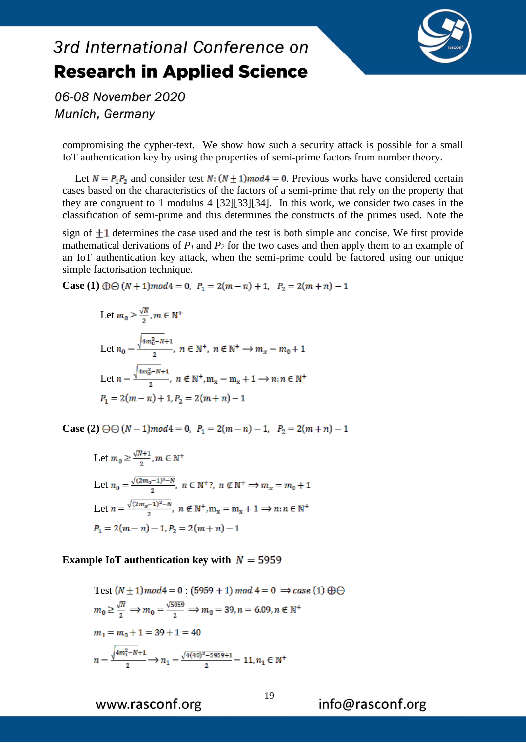compromising the cypher-text. We show how such a security attack is possible for a small IoT authentication key by using the properties of semi-prime factors from number theory.

Let $N = P_1P_2$ and consider test $N{:}\,(N \pm 1)mod4 = 0$. Previous works have considered certain cases based on the characteristics of the factors of a semi-prime that rely on the property that they are congruent to 1 modulus 4 [32][33][34]. In this work, we consider two cases in the classification of semi-prime and this determines the constructs of the primes used. Note the sign of $\pm 1$ determines the case used and the test is both simple and concise. We first provide mathematical derivations of $P_1$ and $P_2$ for the two cases and then apply them to an example of an IoT authentication key attack, when the semi-prime could be factored using our unique simple factorisation technique.

**Case (1)** $\oplus\ominus$ $(N + 1)mod4 = 0,\ \ P_1 = 2(m - n) + 1,\ \ P_2 = 2(m + n) - 1$

Let $m_0 \geq \frac{\sqrt{N}}{2}, m \in \mathbb{N}^+$

Let $n_0 = \frac{\sqrt{4m_0^2 - N + 1}}{2},\ n \in \mathbb{N}^+,\ n \notin \mathbb{N}^+ \Rightarrow m_x = m_0 + 1$

Let $n = \frac{\sqrt{4m_x^2 - N + 1}}{2},\ n \notin \mathbb{N}^+, \mathrm{m_x} = \mathrm{m_x} + 1 \Rightarrow n{:}\, n \in \mathbb{N}^+$

$P_1 = 2(m - n) + 1, P_2 = 2(m + n) - 1$

**Case (2)** $\ominus\ominus$ $(N - 1)mod4 = 0,\ \ P_1 = 2(m - n) - 1,\ \ P_2 = 2(m + n) - 1$

Let $m_0 \geq \frac{\sqrt{N} + 1}{2}, m \in \mathbb{N}^+$

Let $n_0 = \frac{\sqrt{(2m_0 - 1)^2 - N}}{2},\ n \in \mathbb{N}^+?,\ n \notin \mathbb{N}^+ \Rightarrow m_x = m_0 + 1$

Let $n = \frac{\sqrt{(2m_x - 1)^2 - N}}{2},\ n \notin \mathbb{N}^+, \mathrm{m_x} = \mathrm{m_x} + 1 \Rightarrow n{:}\, n \in \mathbb{N}^+$

$P_1 = 2(m - n) - 1, P_2 = 2(m + n) - 1$

**Example IoT authentication key with** $N = 5959$

Test $(N \pm 1)mod4 = 0 : (5959 + 1)\ mod\ 4 = 0\ \Rightarrow case\ (1)\ \oplus\ominus$

$m_0 \geq \frac{\sqrt{N}}{2} \Rightarrow m_0 = \frac{\sqrt{5959}}{2} \Rightarrow m_0 = 39, n = 6.09, n \notin \mathbb{N}^+$

$m_1 = m_0 + 1 = 39 + 1 = 40$

$n = \frac{\sqrt{4m_1^2 - N + 1}}{2} \Rightarrow n_1 = \frac{\sqrt{4(40)^2 - 5959 + 1}}{2} = 11, n_1 \in \mathbb{N}^+$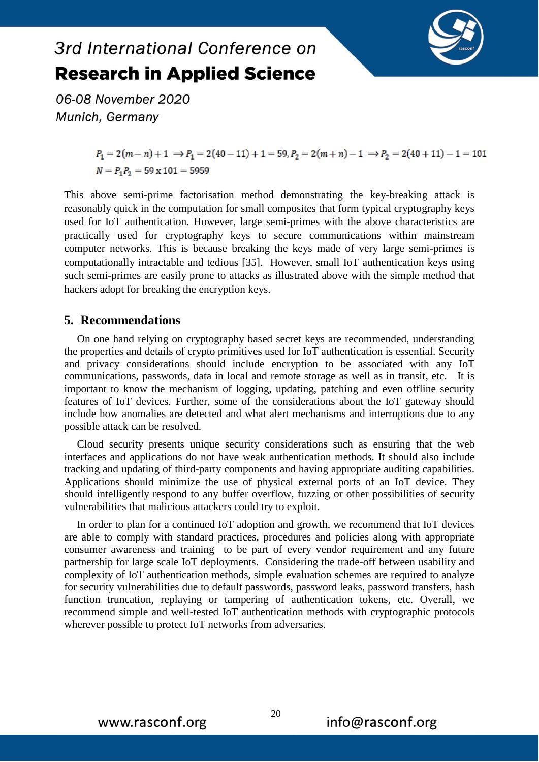$$P_1 = 2(m-n)+1 \Rightarrow P_1 = 2(40-11)+1 = 59, P_2 = 2(m+n)-1 \Rightarrow P_2 = 2(40+11)-1 = 101$$

$$N = P_1 P_2 = 59 \text{ x } 101 = 5959$$

This above semi-prime factorisation method demonstrating the key-breaking attack is reasonably quick in the computation for small composites that form typical cryptography keys used for IoT authentication. However, large semi-primes with the above characteristics are practically used for cryptography keys to secure communications within mainstream computer networks. This is because breaking the keys made of very large semi-primes is computationally intractable and tedious [35]. However, small IoT authentication keys using such semi-primes are easily prone to attacks as illustrated above with the simple method that hackers adopt for breaking the encryption keys.

## 5. Recommendations

On one hand relying on cryptography based secret keys are recommended, understanding the properties and details of crypto primitives used for IoT authentication is essential. Security and privacy considerations should include encryption to be associated with any IoT communications, passwords, data in local and remote storage as well as in transit, etc. It is important to know the mechanism of logging, updating, patching and even offline security features of IoT devices. Further, some of the considerations about the IoT gateway should include how anomalies are detected and what alert mechanisms and interruptions due to any possible attack can be resolved.

Cloud security presents unique security considerations such as ensuring that the web interfaces and applications do not have weak authentication methods. It should also include tracking and updating of third-party components and having appropriate auditing capabilities. Applications should minimize the use of physical external ports of an IoT device. They should intelligently respond to any buffer overflow, fuzzing or other possibilities of security vulnerabilities that malicious attackers could try to exploit.

In order to plan for a continued IoT adoption and growth, we recommend that IoT devices are able to comply with standard practices, procedures and policies along with appropriate consumer awareness and training to be part of every vendor requirement and any future partnership for large scale IoT deployments. Considering the trade-off between usability and complexity of IoT authentication methods, simple evaluation schemes are required to analyze for security vulnerabilities due to default passwords, password leaks, password transfers, hash function truncation, replaying or tampering of authentication tokens, etc. Overall, we recommend simple and well-tested IoT authentication methods with cryptographic protocols wherever possible to protect IoT networks from adversaries.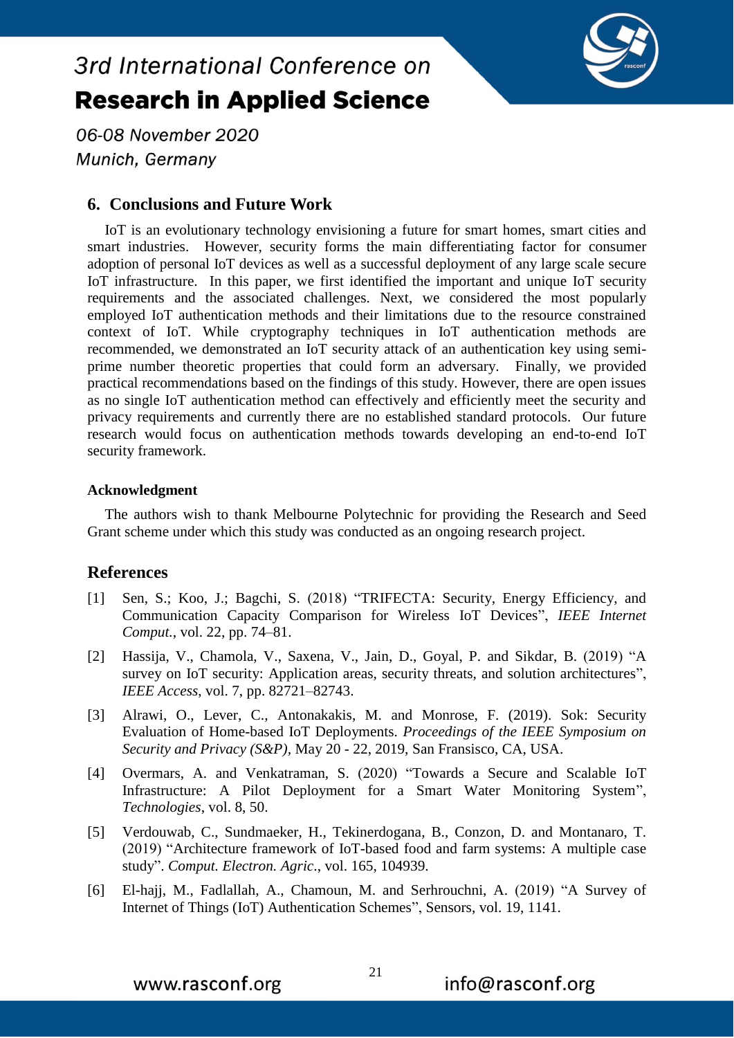## 6. Conclusions and Future Work

IoT is an evolutionary technology envisioning a future for smart homes, smart cities and smart industries. However, security forms the main differentiating factor for consumer adoption of personal IoT devices as well as a successful deployment of any large scale secure IoT infrastructure. In this paper, we first identified the important and unique IoT security requirements and the associated challenges. Next, we considered the most popularly employed IoT authentication methods and their limitations due to the resource constrained context of IoT. While cryptography techniques in IoT authentication methods are recommended, we demonstrated an IoT security attack of an authentication key using semi-prime number theoretic properties that could form an adversary. Finally, we provided practical recommendations based on the findings of this study. However, there are open issues as no single IoT authentication method can effectively and efficiently meet the security and privacy requirements and currently there are no established standard protocols. Our future research would focus on authentication methods towards developing an end-to-end IoT security framework.

#### Acknowledgment

The authors wish to thank Melbourne Polytechnic for providing the Research and Seed Grant scheme under which this study was conducted as an ongoing research project.

## References

[1] Sen, S.; Koo, J.; Bagchi, S. (2018) "TRIFECTA: Security, Energy Efficiency, and Communication Capacity Comparison for Wireless IoT Devices", *IEEE Internet Comput.*, vol. 22, pp. 74–81.

[2] Hassija, V., Chamola, V., Saxena, V., Jain, D., Goyal, P. and Sikdar, B. (2019) "A survey on IoT security: Application areas, security threats, and solution architectures", *IEEE Access*, vol. 7, pp. 82721–82743.

[3] Alrawi, O., Lever, C., Antonakakis, M. and Monrose, F. (2019). Sok: Security Evaluation of Home-based IoT Deployments. *Proceedings of the IEEE Symposium on Security and Privacy (S&P)*, May 20 - 22, 2019, San Fransisco, CA, USA.

[4] Overmars, A. and Venkatraman, S. (2020) "Towards a Secure and Scalable IoT Infrastructure: A Pilot Deployment for a Smart Water Monitoring System", *Technologies*, vol. 8, 50.

[5] Verdouwab, C., Sundmaeker, H., Tekinerdogana, B., Conzon, D. and Montanaro, T. (2019) "Architecture framework of IoT-based food and farm systems: A multiple case study". *Comput. Electron. Agric.*, vol. 165, 104939.

[6] El-hajj, M., Fadlallah, A., Chamoun, M. and Serhrouchni, A. (2019) "A Survey of Internet of Things (IoT) Authentication Schemes", Sensors, vol. 19, 1141.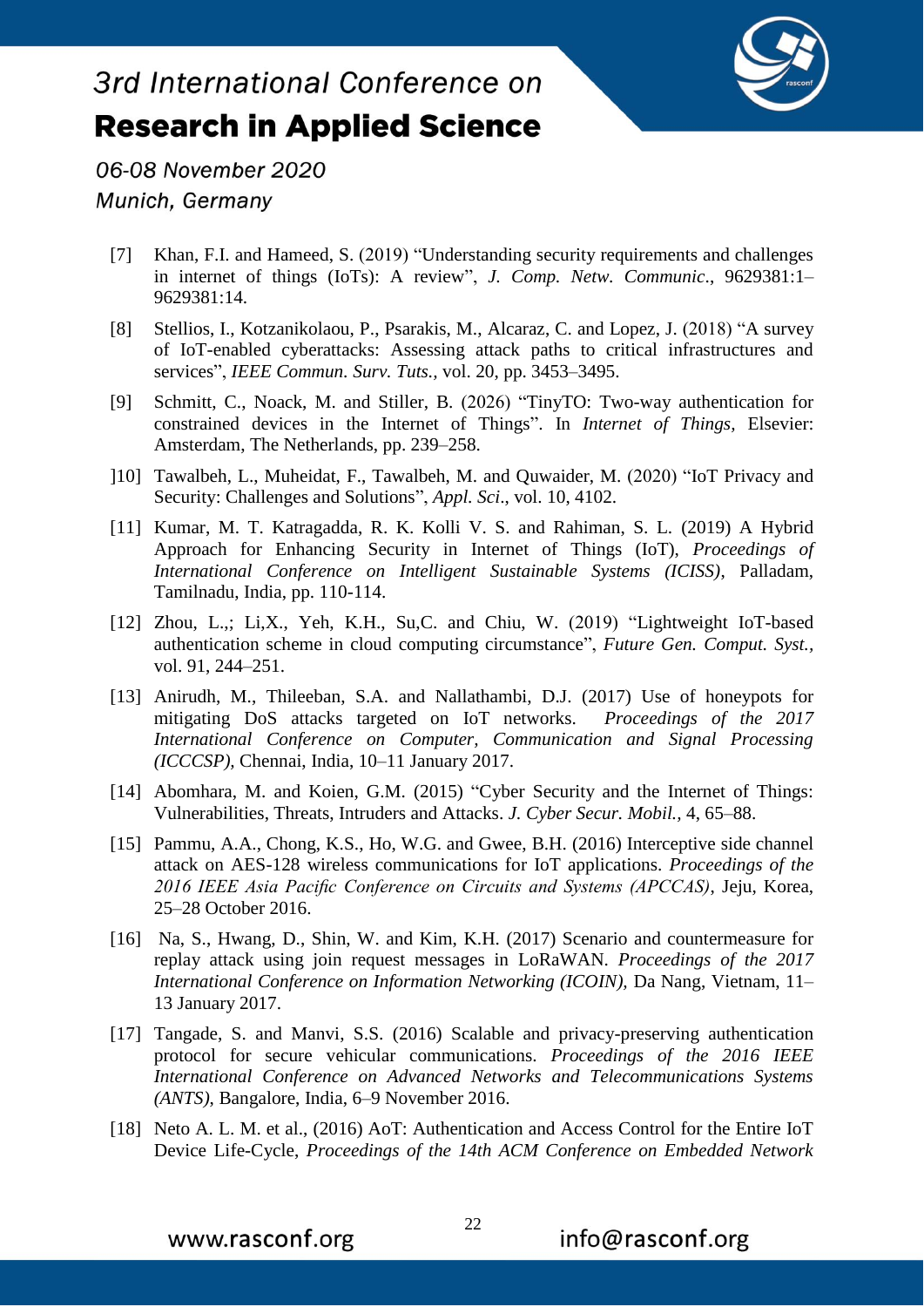[7] Khan, F.I. and Hameed, S. (2019) “Understanding security requirements and challenges in internet of things (IoTs): A review”, *J. Comp. Netw. Communic.*, 9629381:1–9629381:14.

[8] Stellios, I., Kotzanikolaou, P., Psarakis, M., Alcaraz, C. and Lopez, J. (2018) “A survey of IoT-enabled cyberattacks: Assessing attack paths to critical infrastructures and services”, *IEEE Commun. Surv. Tuts.,* vol. 20, pp. 3453–3495.

[9] Schmitt, C., Noack, M. and Stiller, B. (2026) “TinyTO: Two-way authentication for constrained devices in the Internet of Things”. In *Internet of Things,* Elsevier: Amsterdam, The Netherlands, pp. 239–258.

]10] Tawalbeh, L., Muheidat, F., Tawalbeh, M. and Quwaider, M. (2020) “IoT Privacy and Security: Challenges and Solutions”, *Appl. Sci*., vol. 10, 4102.

[11] Kumar, M. T. Katragadda, R. K. Kolli V. S. and Rahiman, S. L. (2019) A Hybrid Approach for Enhancing Security in Internet of Things (IoT), *Proceedings of International Conference on Intelligent Sustainable Systems (ICISS)*, Palladam, Tamilnadu, India, pp. 110-114.

[12] Zhou, L.,; Li,X., Yeh, K.H., Su,C. and Chiu, W. (2019) “Lightweight IoT-based authentication scheme in cloud computing circumstance”, *Future Gen. Comput. Syst.,* vol. 91, 244–251.

[13] Anirudh, M., Thileeban, S.A. and Nallathambi, D.J. (2017) Use of honeypots for mitigating DoS attacks targeted on IoT networks. *Proceedings of the 2017 International Conference on Computer, Communication and Signal Processing (ICCCSP)*, Chennai, India, 10–11 January 2017.

[14] Abomhara, M. and Koien, G.M. (2015) “Cyber Security and the Internet of Things: Vulnerabilities, Threats, Intruders and Attacks. *J. Cyber Secur. Mobil.*, 4, 65–88.

[15] Pammu, A.A., Chong, K.S., Ho, W.G. and Gwee, B.H. (2016) Interceptive side channel attack on AES-128 wireless communications for IoT applications. *Proceedings of the 2016 IEEE Asia Pacific Conference on Circuits and Systems (APCCAS)*, Jeju, Korea, 25–28 October 2016.

[16] Na, S., Hwang, D., Shin, W. and Kim, K.H. (2017) Scenario and countermeasure for replay attack using join request messages in LoRaWAN. *Proceedings of the 2017 International Conference on Information Networking (ICOIN),* Da Nang, Vietnam, 11–13 January 2017.

[17] Tangade, S. and Manvi, S.S. (2016) Scalable and privacy-preserving authentication protocol for secure vehicular communications. *Proceedings of the 2016 IEEE International Conference on Advanced Networks and Telecommunications Systems (ANTS)*, Bangalore, India, 6–9 November 2016.

[18] Neto A. L. M. et al., (2016) AoT: Authentication and Access Control for the Entire IoT Device Life-Cycle, *Proceedings of the 14th ACM Conference on Embedded Network*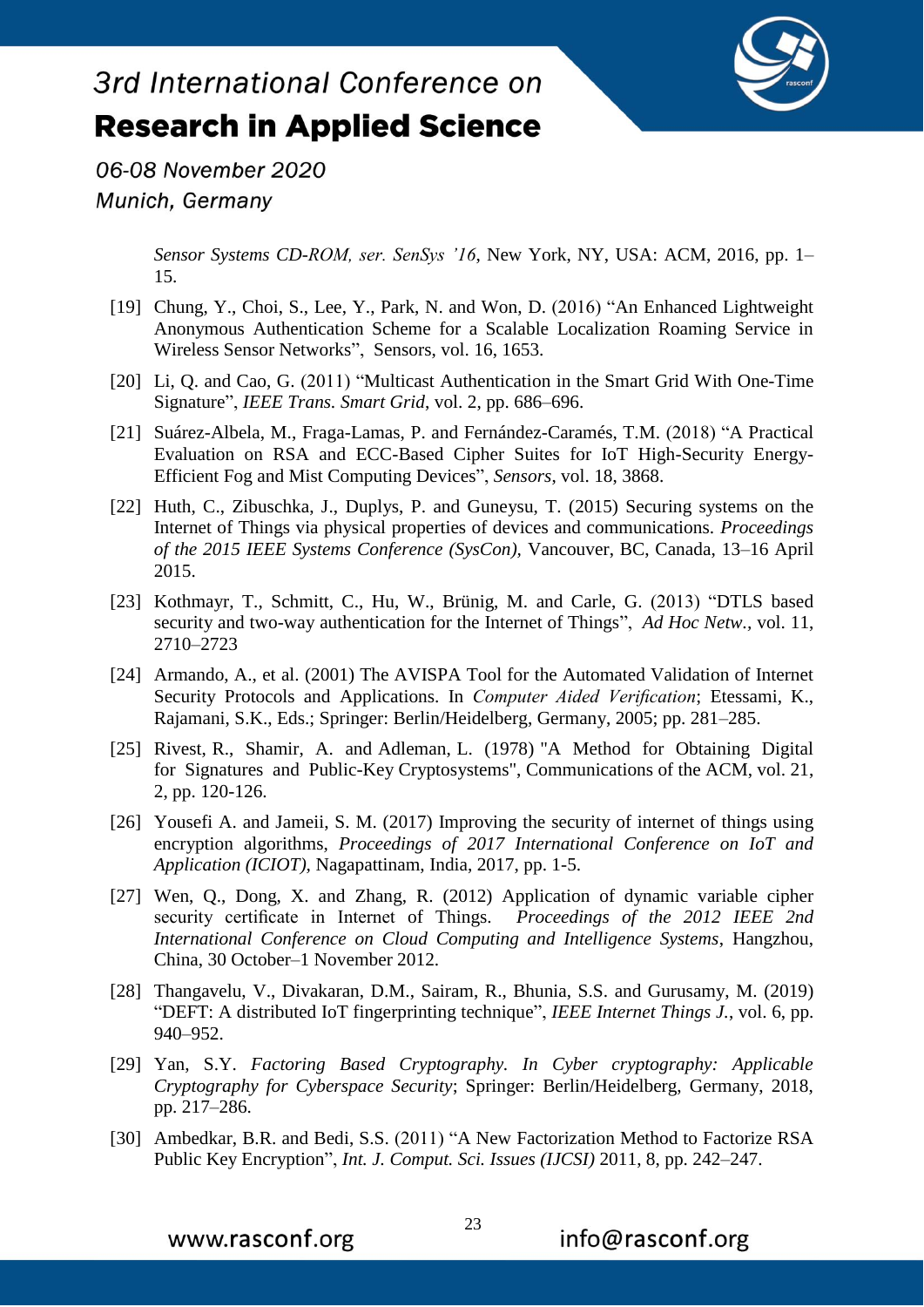*Sensor Systems CD-ROM, ser. SenSys '16*, New York, NY, USA: ACM, 2016, pp. 1–15.

[19] Chung, Y., Choi, S., Lee, Y., Park, N. and Won, D. (2016) "An Enhanced Lightweight Anonymous Authentication Scheme for a Scalable Localization Roaming Service in Wireless Sensor Networks", Sensors, vol. 16, 1653.

[20] Li, Q. and Cao, G. (2011) "Multicast Authentication in the Smart Grid With One-Time Signature", *IEEE Trans. Smart Grid*, vol. 2, pp. 686–696.

[21] Suárez-Albela, M., Fraga-Lamas, P. and Fernández-Caramés, T.M. (2018) "A Practical Evaluation on RSA and ECC-Based Cipher Suites for IoT High-Security Energy-Efficient Fog and Mist Computing Devices", *Sensors*, vol. 18, 3868.

[22] Huth, C., Zibuschka, J., Duplys, P. and Guneysu, T. (2015) Securing systems on the Internet of Things via physical properties of devices and communications. *Proceedings of the 2015 IEEE Systems Conference (SysCon)*, Vancouver, BC, Canada, 13–16 April 2015.

[23] Kothmayr, T., Schmitt, C., Hu, W., Brünig, M. and Carle, G. (2013) "DTLS based security and two-way authentication for the Internet of Things", *Ad Hoc Netw.*, vol. 11, 2710–2723

[24] Armando, A., et al. (2001) The AVISPA Tool for the Automated Validation of Internet Security Protocols and Applications. In *Computer Aided Verification*; Etessami, K., Rajamani, S.K., Eds.; Springer: Berlin/Heidelberg, Germany, 2005; pp. 281–285.

[25] Rivest, R., Shamir, A. and Adleman, L. (1978) "A Method for Obtaining Digital for Signatures and Public-Key Cryptosystems", Communications of the ACM, vol. 21, 2, pp. 120-126.

[26] Yousefi A. and Jameii, S. M. (2017) Improving the security of internet of things using encryption algorithms, *Proceedings of 2017 International Conference on IoT and Application (ICIOT)*, Nagapattinam, India, 2017, pp. 1-5.

[27] Wen, Q., Dong, X. and Zhang, R. (2012) Application of dynamic variable cipher security certificate in Internet of Things. *Proceedings of the 2012 IEEE 2nd International Conference on Cloud Computing and Intelligence Systems*, Hangzhou, China, 30 October–1 November 2012.

[28] Thangavelu, V., Divakaran, D.M., Sairam, R., Bhunia, S.S. and Gurusamy, M. (2019) "DEFT: A distributed IoT fingerprinting technique", *IEEE Internet Things J.*, vol. 6, pp. 940–952.

[29] Yan, S.Y. *Factoring Based Cryptography. In Cyber cryptography: Applicable Cryptography for Cyberspace Security*; Springer: Berlin/Heidelberg, Germany, 2018, pp. 217–286.

[30] Ambedkar, B.R. and Bedi, S.S. (2011) "A New Factorization Method to Factorize RSA Public Key Encryption", *Int. J. Comput. Sci. Issues (IJCSI)* 2011, 8, pp. 242–247.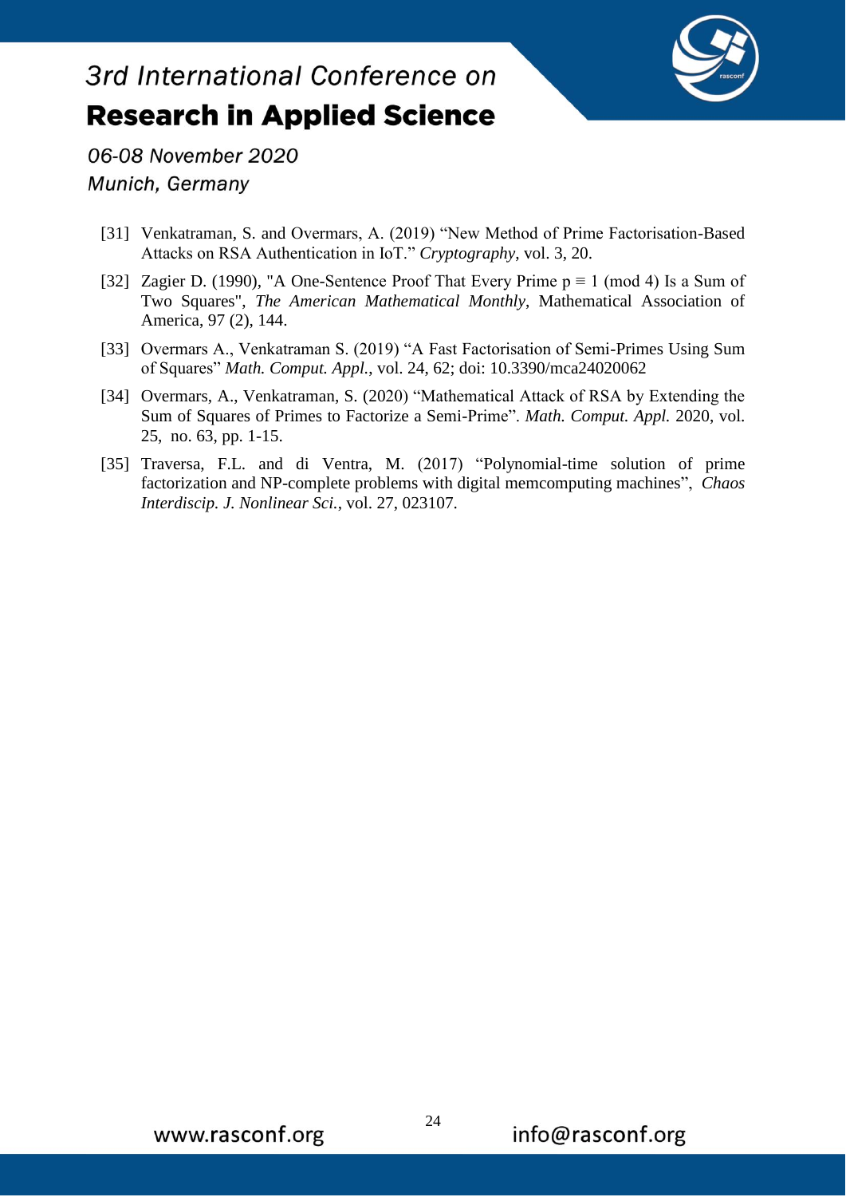[31] Venkatraman, S. and Overmars, A. (2019) "New Method of Prime Factorisation-Based Attacks on RSA Authentication in IoT." *Cryptography*, vol. 3, 20.

[32] Zagier D. (1990), "A One-Sentence Proof That Every Prime $p \equiv 1 \pmod 4$ Is a Sum of Two Squares", *The American Mathematical Monthly*, Mathematical Association of America, 97 (2), 144.

[33] Overmars A., Venkatraman S. (2019) "A Fast Factorisation of Semi-Primes Using Sum of Squares" *Math. Comput. Appl.*, vol. 24, 62; doi: 10.3390/mca24020062

[34] Overmars, A., Venkatraman, S. (2020) "Mathematical Attack of RSA by Extending the Sum of Squares of Primes to Factorize a Semi-Prime". *Math. Comput. Appl.* 2020, vol. 25, no. 63, pp. 1-15.

[35] Traversa, F.L. and di Ventra, M. (2017) "Polynomial-time solution of prime factorization and NP-complete problems with digital memcomputing machines", *Chaos Interdiscip. J. Nonlinear Sci.*, vol. 27, 023107.